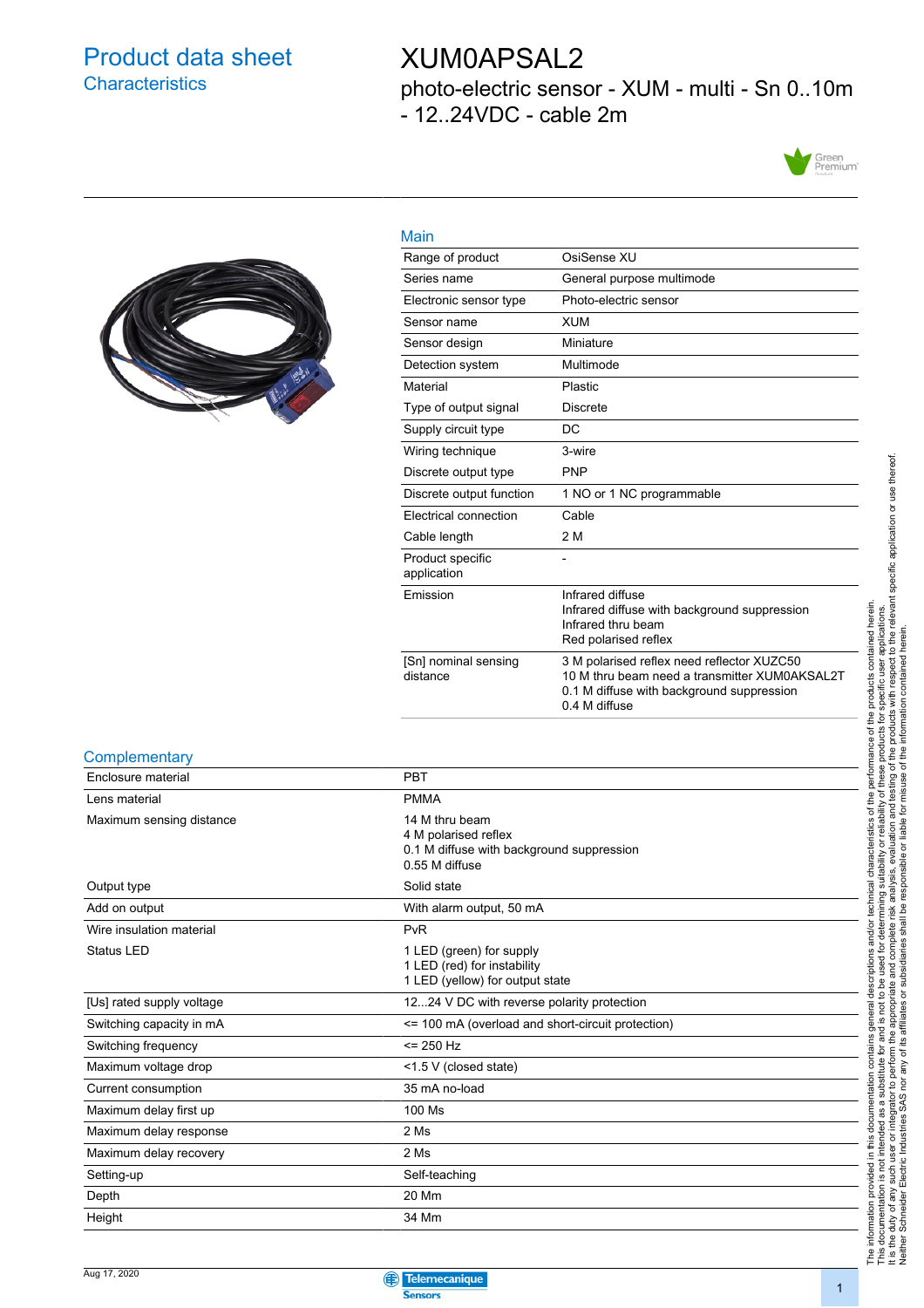# Product data sheet
## Characteristics

# XUM0APSAL2

photo-electric sensor - XUM - multi - Sn 0..10m - 12..24VDC - cable 2m

## Main

| | |
|---|---|
| Range of product | OsiSense XU |
| Series name | General purpose multimode |
| Electronic sensor type | Photo-electric sensor |
| Sensor name | XUM |
| Sensor design | Miniature |
| Detection system | Multimode |
| Material | Plastic |
| Type of output signal | Discrete |
| Supply circuit type | DC |
| Wiring technique | 3-wire |
| Discrete output type | PNP |
| Discrete output function | 1 NO or 1 NC programmable |
| Electrical connection | Cable |
| Cable length | 2 M |
| Product specific application | - |
| Emission | Infrared diffuse<br>Infrared diffuse with background suppression<br>Infrared thru beam<br>Red polarised reflex |
| [Sn] nominal sensing distance | 3 M polarised reflex need reflector XUZC50<br>10 M thru beam need a transmitter XUM0AKSAL2T<br>0.1 M diffuse with background suppression<br>0.4 M diffuse |

## Complementary

| | |
|---|---|
| Enclosure material | PBT |
| Lens material | PMMA |
| Maximum sensing distance | 14 M thru beam<br>4 M polarised reflex<br>0.1 M diffuse with background suppression<br>0.55 M diffuse |
| Output type | Solid state |
| Add on output | With alarm output, 50 mA |
| Wire insulation material | PvR |
| Status LED | 1 LED (green) for supply<br>1 LED (red) for instability<br>1 LED (yellow) for output state |
| [Us] rated supply voltage | 12...24 V DC with reverse polarity protection |
| Switching capacity in mA | <= 100 mA (overload and short-circuit protection) |
| Switching frequency | <= 250 Hz |
| Maximum voltage drop | <1.5 V (closed state) |
| Current consumption | 35 mA no-load |
| Maximum delay first up | 100 Ms |
| Maximum delay response | 2 Ms |
| Maximum delay recovery | 2 Ms |
| Setting-up | Self-teaching |
| Depth | 20 Mm |
| Height | 34 Mm |

The information provided in this documentation contains general descriptions and/or technical characteristics of the performance of the products contained herein. This documentation is not intended as a substitute for and is not to be used for determining suitability or reliability of these products for specific user applications. It is the duty of any such user or integrator to perform the appropriate and complete risk analysis, evaluation and testing of the products with respect to the relevant specific application or use thereof. Neither Schneider Electric Industries SAS nor any of its affiliates or subsidiaries shall be responsible or liable for misuse of the information contained herein.

Aug 17, 2020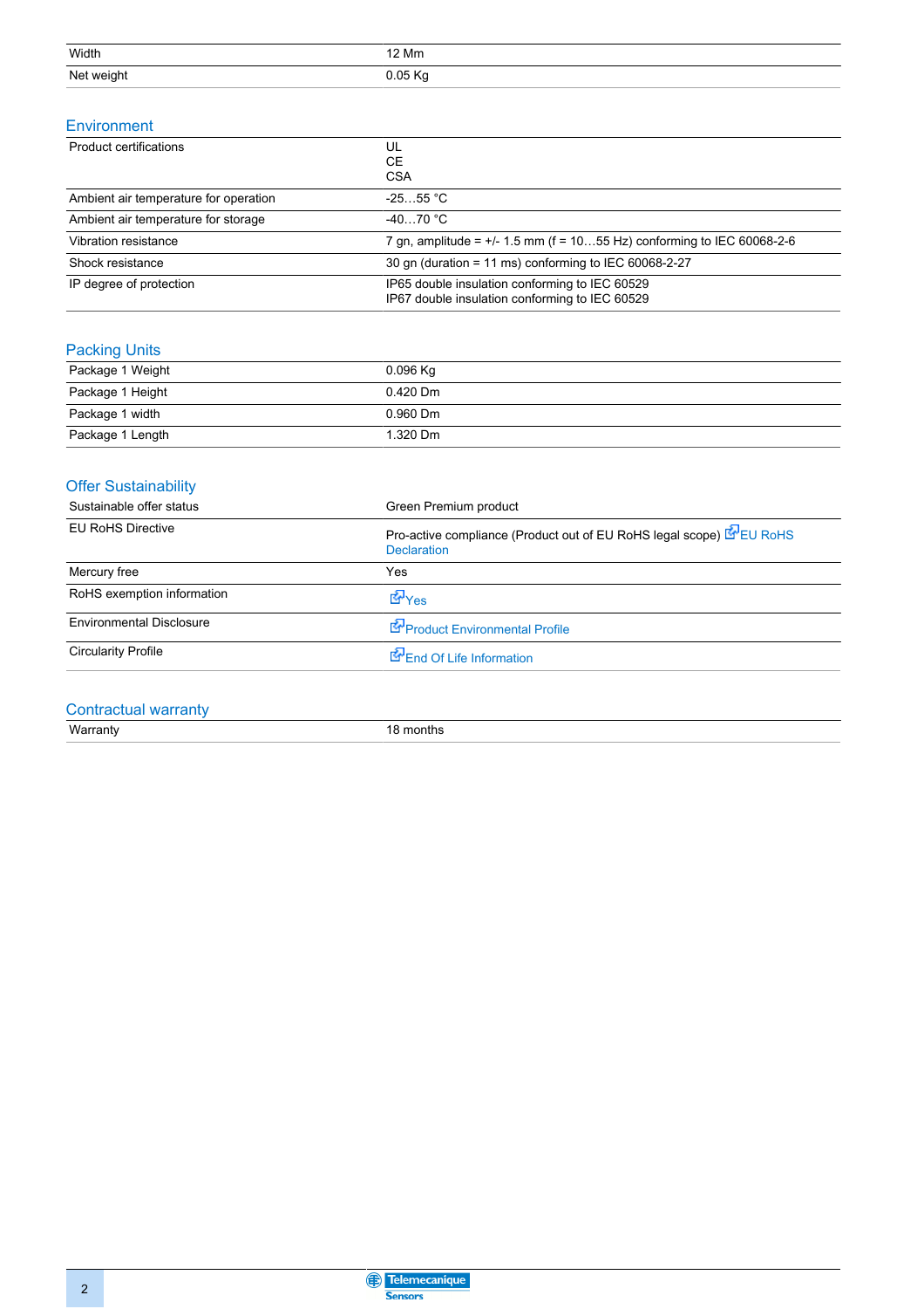| | |
|---|---|
| Width | 12 Mm |
| Net weight | 0.05 Kg |

## Environment

| | |
|---|---|
| Product certifications | UL<br>CE<br>CSA |
| Ambient air temperature for operation | -25…55 °C |
| Ambient air temperature for storage | -40…70 °C |
| Vibration resistance | 7 gn, amplitude = +/- 1.5 mm (f = 10…55 Hz) conforming to IEC 60068-2-6 |
| Shock resistance | 30 gn (duration = 11 ms) conforming to IEC 60068-2-27 |
| IP degree of protection | IP65 double insulation conforming to IEC 60529<br>IP67 double insulation conforming to IEC 60529 |

## Packing Units

| | |
|---|---|
| Package 1 Weight | 0.096 Kg |
| Package 1 Height | 0.420 Dm |
| Package 1 width | 0.960 Dm |
| Package 1 Length | 1.320 Dm |

## Offer Sustainability

| | |
|---|---|
| Sustainable offer status | Green Premium product |
| EU RoHS Directive | Pro-active compliance (Product out of EU RoHS legal scope) EU RoHS Declaration |
| Mercury free | Yes |
| RoHS exemption information | Yes |
| Environmental Disclosure | Product Environmental Profile |
| Circularity Profile | End Of Life Information |

## Contractual warranty

| | |
|---|---|
| Warranty | 18 months |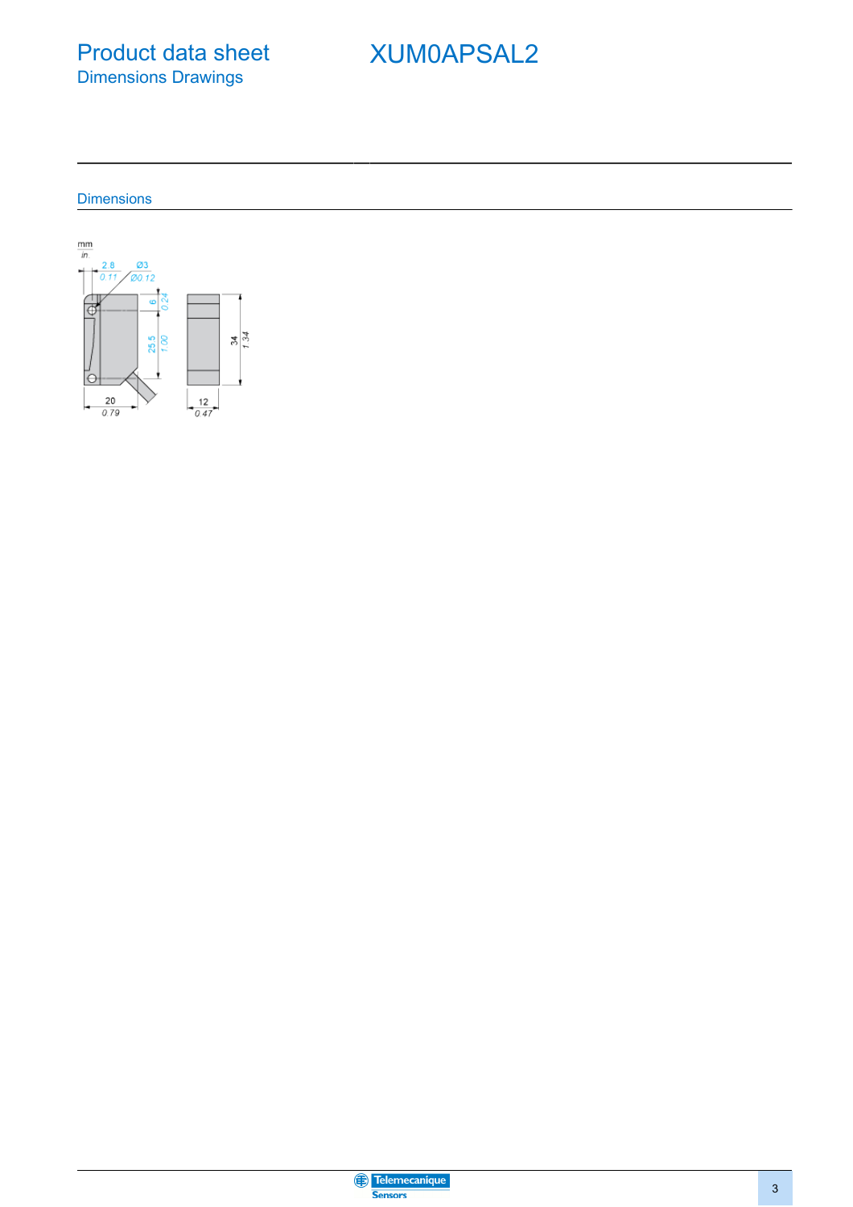# Product data sheet

## Dimensions Drawings

# XUM0APSAL2

### Dimensions

mm
in

2.8
0.11

Ø3
Ø0.12

6
0.24

25.5
1.00

34
1.34

20
0.79

12
0.47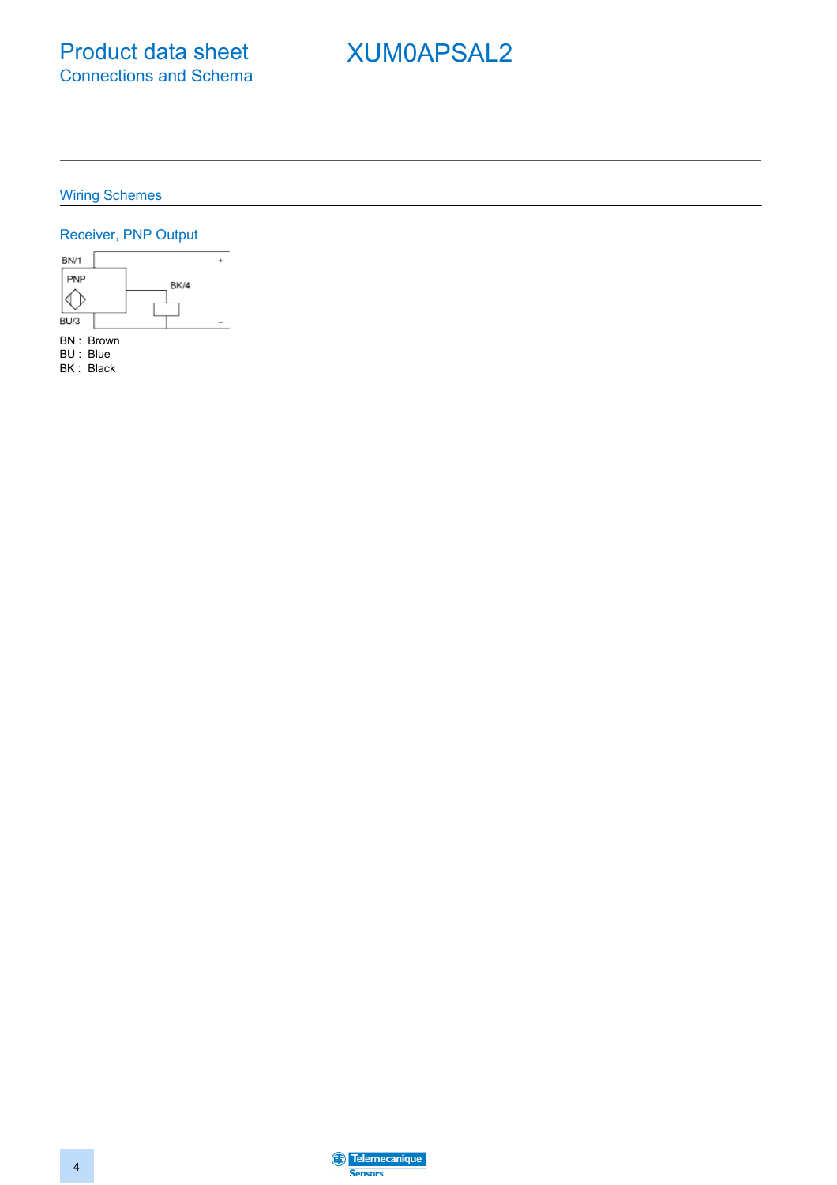# Product data sheet
Connections and Schema

# XUM0APSAL2

## Wiring Schemes

### Receiver, PNP Output

BN/1 PNP BK/4 BU/3 + –

BN : Brown
BU : Blue
BK : Black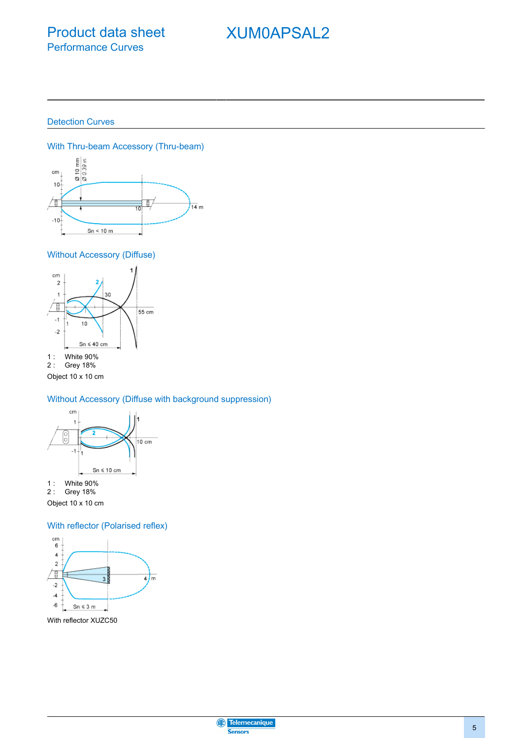# Product data sheet
## Performance Curves

# XUM0APSAL2

## Detection Curves

### With Thru-beam Accessory (Thru-beam)

### Without Accessory (Diffuse)

1 : White 90%
2 : Grey 18%

Object 10 x 10 cm

### Without Accessory (Diffuse with background suppression)

1 : White 90%
2 : Grey 18%

Object 10 x 10 cm

### With reflector (Polarised reflex)

With reflector XUZC50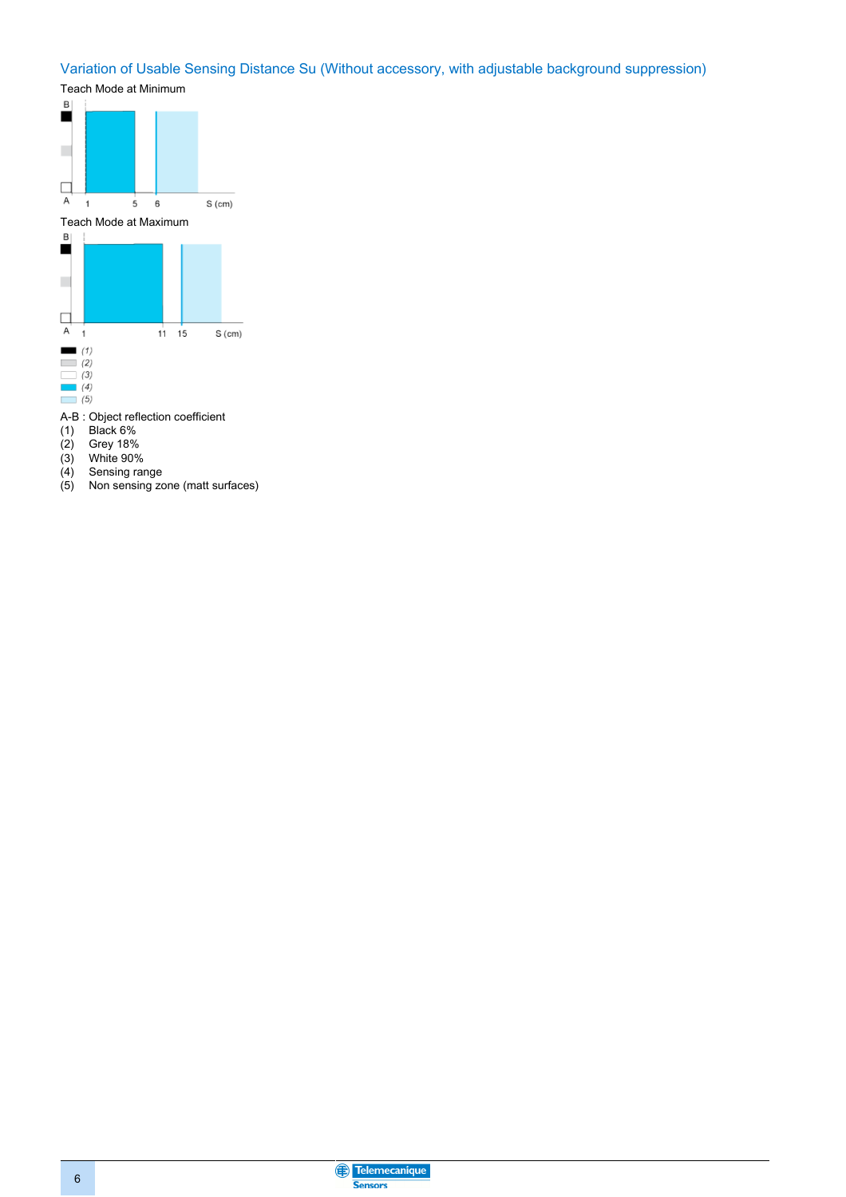## Variation of Usable Sensing Distance Su (Without accessory, with adjustable background suppression)

Teach Mode at Minimum

B
A
1
5
6
S (cm)

Teach Mode at Maximum

B
A
1
11
15
S (cm)

(1)
(2)
(3)
(4)
(5)

A-B : Object reflection coefficient
(1) Black 6%
(2) Grey 18%
(3) White 90%
(4) Sensing range
(5) Non sensing zone (matt surfaces)